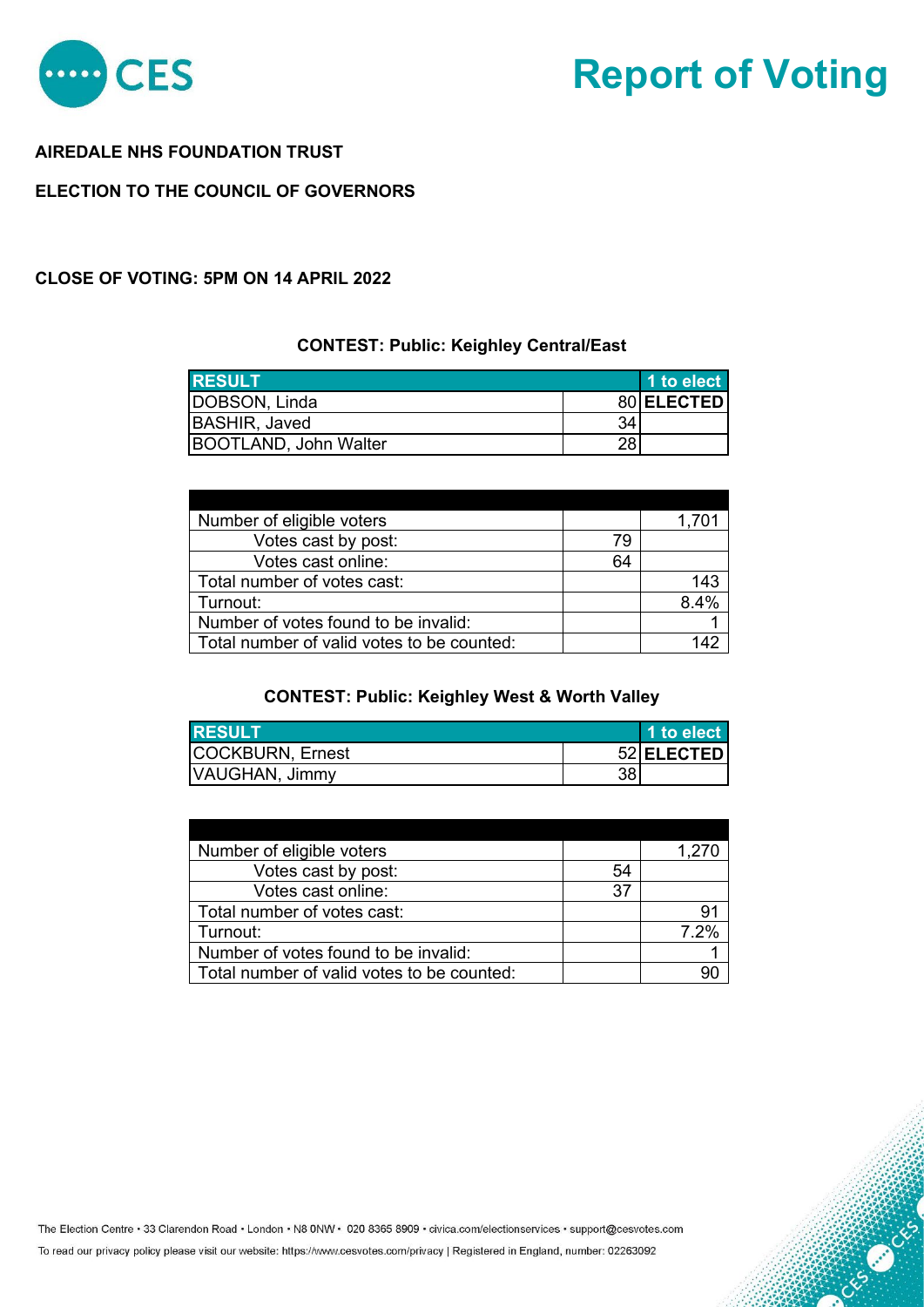# Report of Voting

**AIREDALE NHS FOUNDATION TRUST**

**ELECTION TO THE COUNCIL OF GOVERNORS**

**CLOSE OF VOTING: 5PM ON 14 APRIL 2022**

### CONTEST: Public: Keighley Central/East

| RESULT | | 1 to elect |
|---|---|---|
| DOBSON, Linda | 80 | **ELECTED** |
| BASHIR, Javed | 34 | |
| BOOTLAND, John Walter | 28 | |

| | | |
|---|---|---|
| Number of eligible voters | | 1,701 |
| Votes cast by post: | 79 | |
| Votes cast online: | 64 | |
| Total number of votes cast: | | 143 |
| Turnout: | | 8.4% |
| Number of votes found to be invalid: | | 1 |
| Total number of valid votes to be counted: | | 142 |

### CONTEST: Public: Keighley West & Worth Valley

| RESULT | | 1 to elect |
|---|---|---|
| COCKBURN, Ernest | 52 | **ELECTED** |
| VAUGHAN, Jimmy | 38 | |

| | | |
|---|---|---|
| Number of eligible voters | | 1,270 |
| Votes cast by post: | 54 | |
| Votes cast online: | 37 | |
| Total number of votes cast: | | 91 |
| Turnout: | | 7.2% |
| Number of votes found to be invalid: | | 1 |
| Total number of valid votes to be counted: | | 90 |

The Election Centre • 33 Clarendon Road • London • N8 0NW • 020 8365 8909 • civica.com/electionservices • support@cesvotes.com

To read our privacy policy please visit our website: https://www.cesvotes.com/privacy | Registered in England, number: 02263092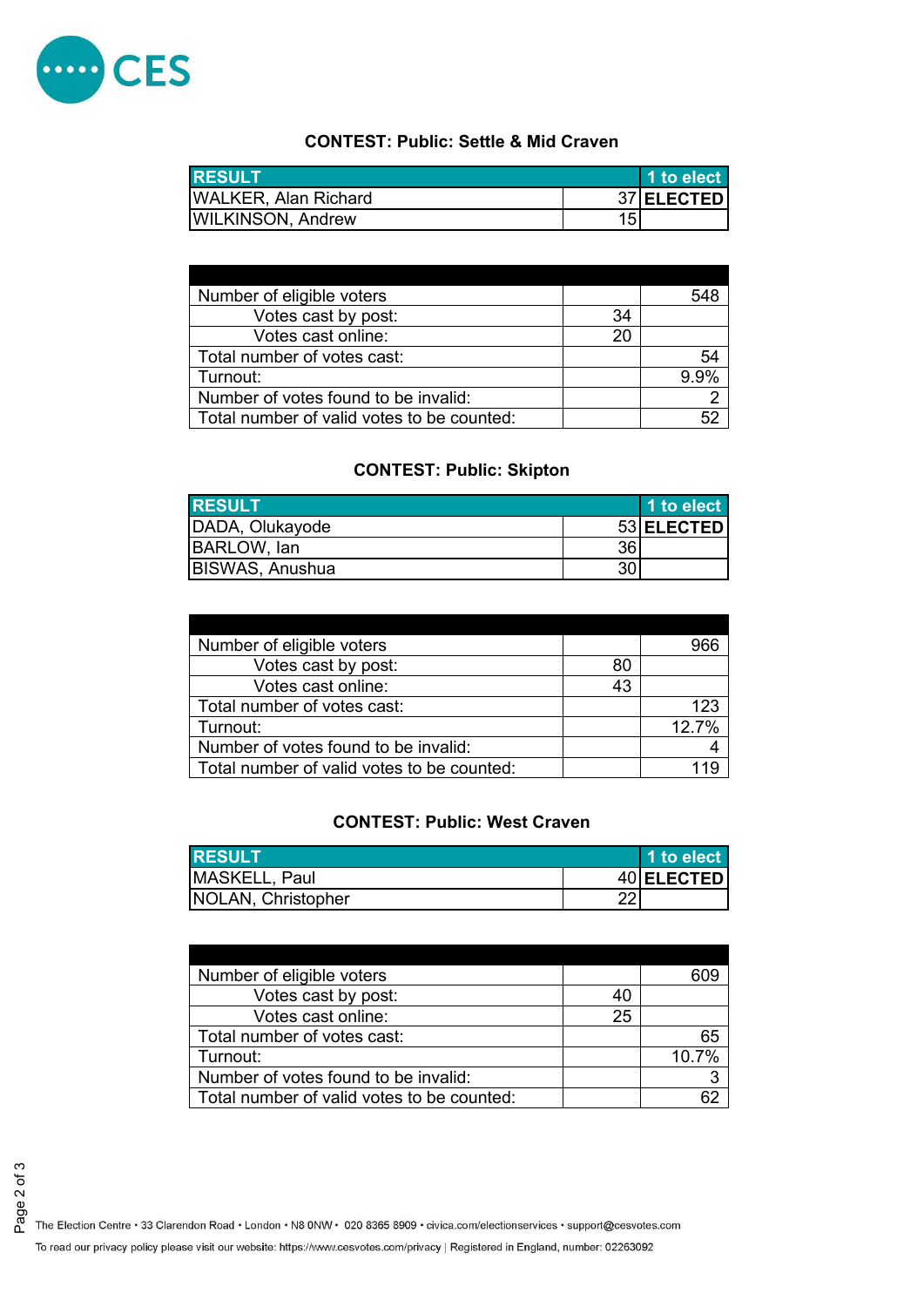### CONTEST: Public: Settle & Mid Craven

| RESULT | | 1 to elect |
|---|---|---|
| WALKER, Alan Richard | 37 | ELECTED |
| WILKINSON, Andrew | 15 | |

| | | |
|---|---|---|
| Number of eligible voters | | 548 |
| Votes cast by post: | 34 | |
| Votes cast online: | 20 | |
| Total number of votes cast: | | 54 |
| Turnout: | | 9.9% |
| Number of votes found to be invalid: | | 2 |
| Total number of valid votes to be counted: | | 52 |

### CONTEST: Public: Skipton

| RESULT | | 1 to elect |
|---|---|---|
| DADA, Olukayode | 53 | ELECTED |
| BARLOW, Ian | 36 | |
| BISWAS, Anushua | 30 | |

| | | |
|---|---|---|
| Number of eligible voters | | 966 |
| Votes cast by post: | 80 | |
| Votes cast online: | 43 | |
| Total number of votes cast: | | 123 |
| Turnout: | | 12.7% |
| Number of votes found to be invalid: | | 4 |
| Total number of valid votes to be counted: | | 119 |

### CONTEST: Public: West Craven

| RESULT | | 1 to elect |
|---|---|---|
| MASKELL, Paul | 40 | ELECTED |
| NOLAN, Christopher | 22 | |

| | | |
|---|---|---|
| Number of eligible voters | | 609 |
| Votes cast by post: | 40 | |
| Votes cast online: | 25 | |
| Total number of votes cast: | | 65 |
| Turnout: | | 10.7% |
| Number of votes found to be invalid: | | 3 |
| Total number of valid votes to be counted: | | 62 |

The Election Centre • 33 Clarendon Road • London • N8 0NW • 020 8365 8909 • civica.com/electionservices • support@cesvotes.com

To read our privacy policy please visit our website: https://www.cesvotes.com/privacy | Registered in England, number: 02263092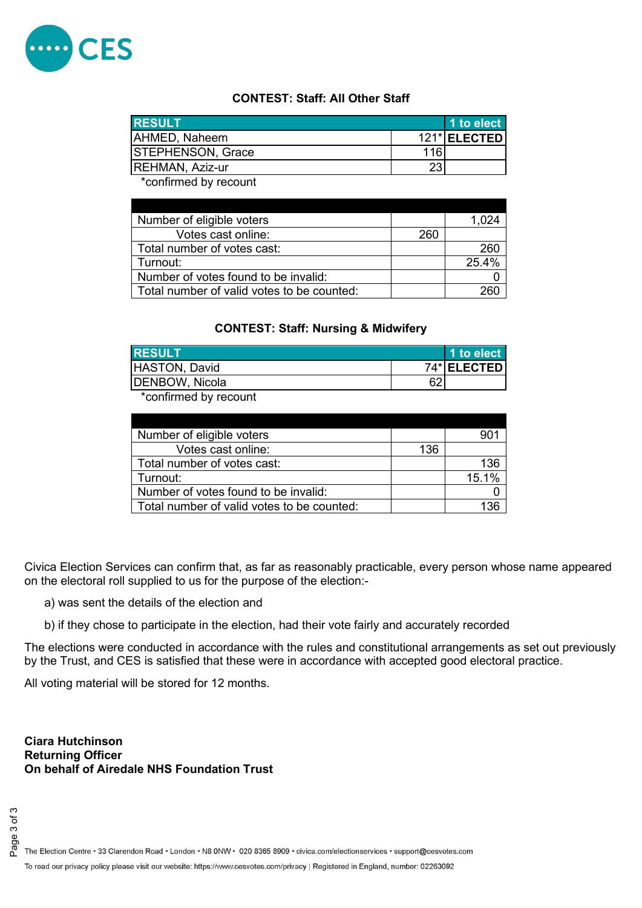CES

### CONTEST: Staff: All Other Staff

| RESULT | | 1 to elect |
|---|---|---|
| AHMED, Naheem | 121* | ELECTED |
| STEPHENSON, Grace | 116 | |
| REHMAN, Aziz-ur | 23 | |

*confirmed by recount

| | | |
|---|---|---|
| Number of eligible voters | | 1,024 |
| Votes cast online: | 260 | |
| Total number of votes cast: | | 260 |
| Turnout: | | 25.4% |
| Number of votes found to be invalid: | | 0 |
| Total number of valid votes to be counted: | | 260 |

### CONTEST: Staff: Nursing & Midwifery

| RESULT | | 1 to elect |
|---|---|---|
| HASTON, David | 74* | ELECTED |
| DENBOW, Nicola | 62 | |

*confirmed by recount

| | | |
|---|---|---|
| Number of eligible voters | | 901 |
| Votes cast online: | 136 | |
| Total number of votes cast: | | 136 |
| Turnout: | | 15.1% |
| Number of votes found to be invalid: | | 0 |
| Total number of valid votes to be counted: | | 136 |

Civica Election Services can confirm that, as far as reasonably practicable, every person whose name appeared on the electoral roll supplied to us for the purpose of the election:-

a) was sent the details of the election and

b) if they chose to participate in the election, had their vote fairly and accurately recorded

The elections were conducted in accordance with the rules and constitutional arrangements as set out previously by the Trust, and CES is satisfied that these were in accordance with accepted good electoral practice.

All voting material will be stored for 12 months.

**Ciara Hutchinson**
**Returning Officer**
**On behalf of Airedale NHS Foundation Trust**

The Election Centre • 33 Clarendon Road • London • N8 0NW • 020 8365 8909 • civica.com/electionservices • support@cesvotes.com

To read our privacy policy please visit our website: https://www.cesvotes.com/privacy | Registered in England, number: 02263092